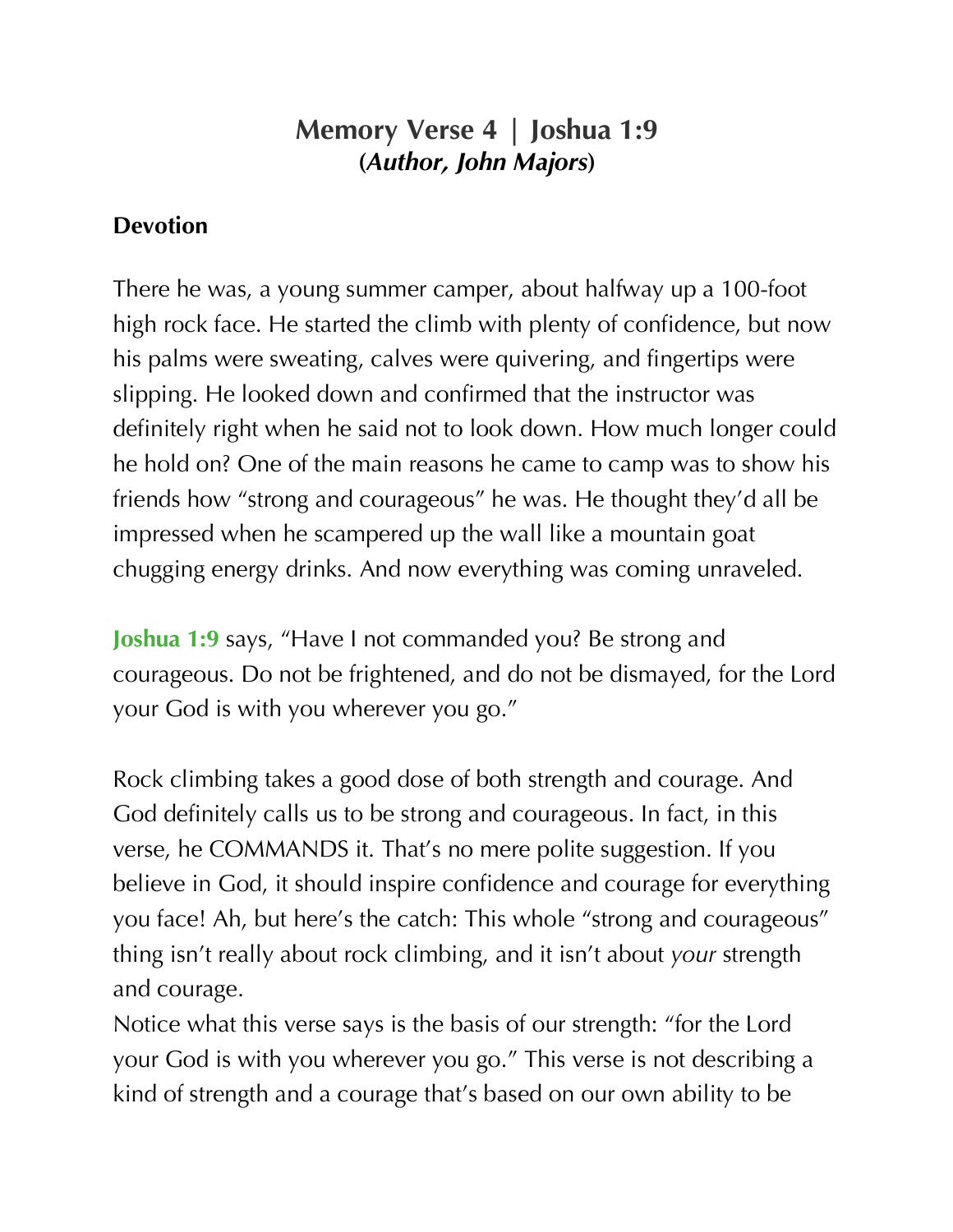## Memory Verse 4 | Joshua 1:9
**(*Author, John Majors*)**

**Devotion**

There he was, a young summer camper, about halfway up a 100-foot high rock face. He started the climb with plenty of confidence, but now his palms were sweating, calves were quivering, and fingertips were slipping. He looked down and confirmed that the instructor was definitely right when he said not to look down. How much longer could he hold on? One of the main reasons he came to camp was to show his friends how "strong and courageous" he was. He thought they'd all be impressed when he scampered up the wall like a mountain goat chugging energy drinks. And now everything was coming unraveled.

**Joshua 1:9** says, "Have I not commanded you? Be strong and courageous. Do not be frightened, and do not be dismayed, for the Lord your God is with you wherever you go."

Rock climbing takes a good dose of both strength and courage. And God definitely calls us to be strong and courageous. In fact, in this verse, he COMMANDS it. That's no mere polite suggestion. If you believe in God, it should inspire confidence and courage for everything you face! Ah, but here's the catch: This whole "strong and courageous" thing isn't really about rock climbing, and it isn't about *your* strength and courage.

Notice what this verse says is the basis of our strength: "for the Lord your God is with you wherever you go." This verse is not describing a kind of strength and a courage that's based on our own ability to be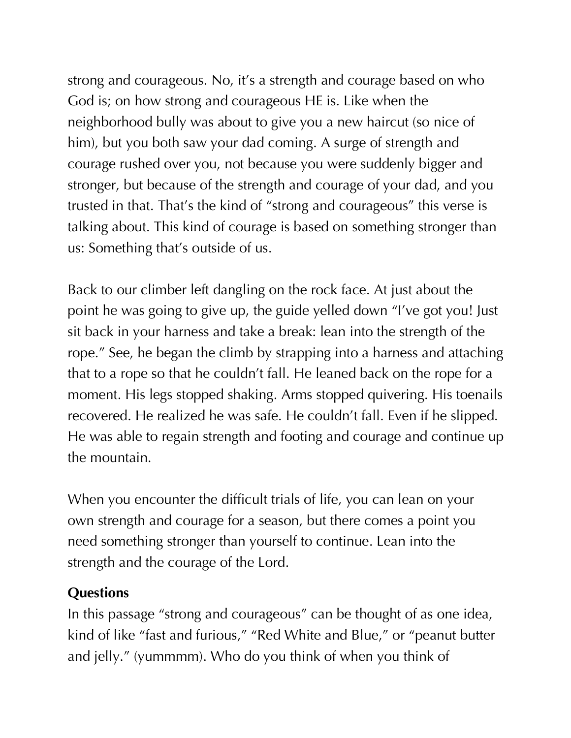strong and courageous. No, it's a strength and courage based on who God is; on how strong and courageous HE is. Like when the neighborhood bully was about to give you a new haircut (so nice of him), but you both saw your dad coming. A surge of strength and courage rushed over you, not because you were suddenly bigger and stronger, but because of the strength and courage of your dad, and you trusted in that. That's the kind of "strong and courageous" this verse is talking about. This kind of courage is based on something stronger than us: Something that's outside of us.

Back to our climber left dangling on the rock face. At just about the point he was going to give up, the guide yelled down "I've got you! Just sit back in your harness and take a break: lean into the strength of the rope." See, he began the climb by strapping into a harness and attaching that to a rope so that he couldn't fall. He leaned back on the rope for a moment. His legs stopped shaking. Arms stopped quivering. His toenails recovered. He realized he was safe. He couldn't fall. Even if he slipped. He was able to regain strength and footing and courage and continue up the mountain.

When you encounter the difficult trials of life, you can lean on your own strength and courage for a season, but there comes a point you need something stronger than yourself to continue. Lean into the strength and the courage of the Lord.

**Questions**

In this passage "strong and courageous" can be thought of as one idea, kind of like "fast and furious," "Red White and Blue," or "peanut butter and jelly." (yummmm). Who do you think of when you think of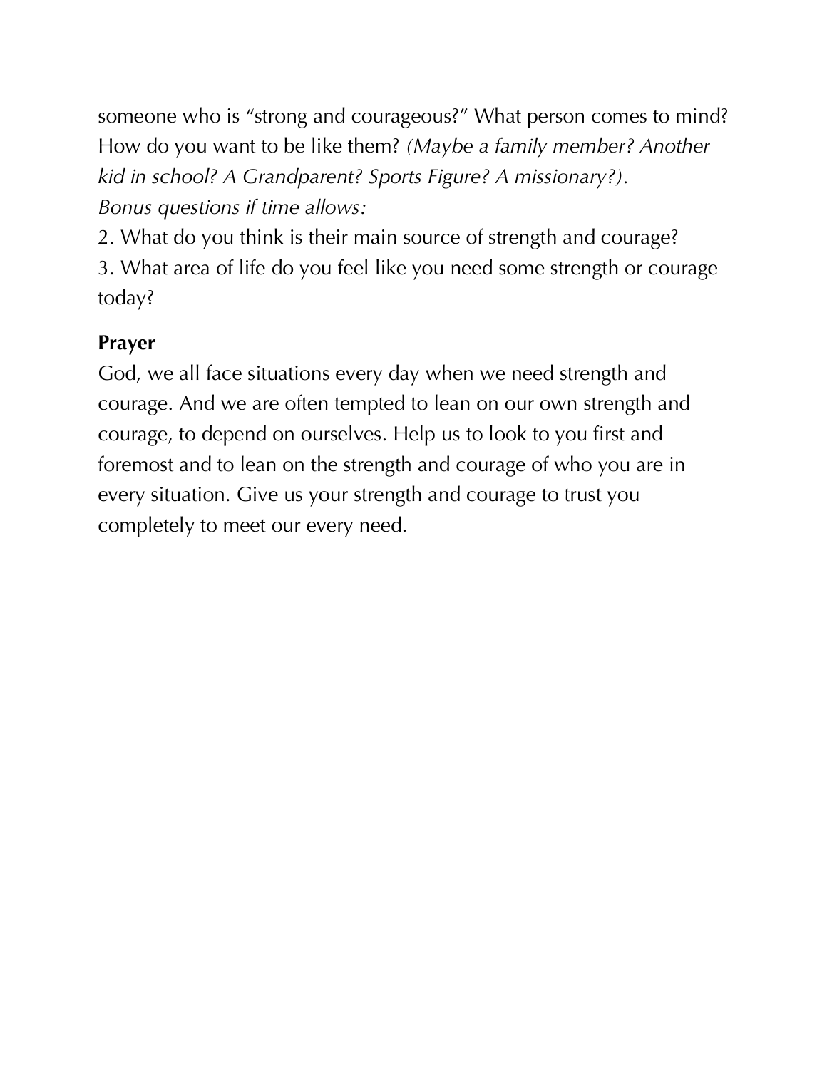someone who is "strong and courageous?" What person comes to mind? How do you want to be like them? *(Maybe a family member? Another kid in school? A Grandparent? Sports Figure? A missionary?).*
*Bonus questions if time allows:*

2. What do you think is their main source of strength and courage?
3. What area of life do you feel like you need some strength or courage today?

**Prayer**

God, we all face situations every day when we need strength and courage. And we are often tempted to lean on our own strength and courage, to depend on ourselves. Help us to look to you first and foremost and to lean on the strength and courage of who you are in every situation. Give us your strength and courage to trust you completely to meet our every need.